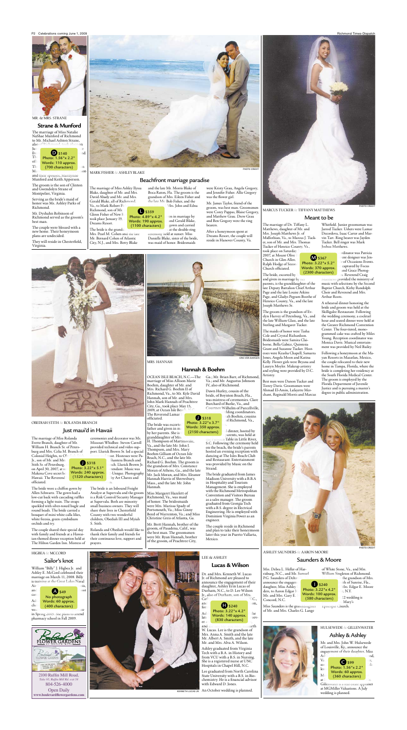## Strane & Munford

MR. & MRS. STRANE

The marriage of Miss Natalie NaShae Munford of Richmond to Mr. Michael Ashton Strane, also of Richmond, took place on Ju... e Ev... nd. Th... off... Th... n M... on and their spouses, Marilynne Munford and Keith Apperson.

D $140
Photo: 1.56"x 2.2"
Words: 110 approx.
(700 characters)

The groom is the son of Clinton and Gwendolyn Strane of Montpelier, Virginia.

Serving as the bride's maid of honor was Ms. Ashley Parks of Richmond.

Mr. Dyshahn Robinson of Richmond served as the groom's best man.

The couple were blessed with a new home. Their honeymoon plans are undecided.

They will reside in Chesterfield, Virginia.

## Beachfront marriage paradise

MARK FISHER & ASHLEY BLAKE

PHOTO CREDIT

The marriage of Miss Ashley Ilyssa Blake, daughter of Mr. and Mrs. David Abady and Mr. and Mrs. Gerald Blake, all of Richmond, Va., to Mark Robert F... Richmond, son of Mr. Glenn Fisher of New ... took place January 19, Dreams Resort.

L $359
Photo: 4.89"x 4.2"
Words: 190 approx.
(1100 characters)

The bride is the grand... Mrs. Pearl M. Cohen and the late Mr. Bernard Cohen of Atlantic City, N.J., and Mrs. Betty Blake and the late Mr. Morris Blake of Boca Raton, Fla. The groom is the grandson of Mrs. Eileen Fisher and the late Mr. Bob Fisher, and the ... Mrs. John and Edna ... en in marriage by ... and Gerald Blake, ... gown and carried ... at the double-ring ceremony held at sunset. Miss Danielle Blake, sister of the bride, was maid of honor. Bridesmaids were Kristy Grau, Angela Gregory, and Jennifer Fisher. Allie Gregory was the flower girl.

Mr. James Taylor, friend of the groom, was best man. Groomsmen were Corey Pappas, Blaise Gregory, and Matthew Grau. Drew Grau and Ben Gregory were the ring bearers.

After a honeymoon spent at Dreams Resort, the couple will reside in Hanover County, Va.

## Meant to be

MARCUS TUCKER & TIFFANY MATTHEWS

PHOTO CREDIT

The marriage of Dr. Tiffany L. Matthews, daughter of Mr. and Mrs. Joseph Matthews Jr. of Mallothian, Va., to Marcus J. Tucker, son of Mr. and Mrs. Thomas Tucker of Henrico County, Va., took place on Saturday ... 2007, at Mount Olive Church in Glen Allen. Ralph Hodge of Secon... Church officiated.

M $367
Photo: 3.22"x 5.2"
Words: 370 approx.
(2300 characters)

The bride, escorted by ... and given in marriage by her parents, is the granddaughter of the late Deputy Battalion Chief Arthur Page and the late Louise Atkins Page, and Gladys Pegram Boothe of Henrico County, Va., and the late Joseph Matthews Sr.

The groom is the grandson of Evelyn Harvey of Petersburg, Va., and the late William Glass, and the late Sterling and Margaret Tucker.

The maids of honor were Tasha Cole and Crystal Richardson. Bridesmaids were Samira Claiborne, Bella Gabice, Quintesia Grant and Suzanne Tucker. Hostesses were Keasha Chapell, Samarra Jones, Angela Moon and Katina Kelly. Flower girls were Bryana and Lauryn Moyler. Makeup artistry and styling were provided by D.C. Artistry.

Best men were Danon Tucker and Torrey Davis. Groomsmen were Ahmad El-Amin, Lafayette Merchant, Reginald Morris and Marcus Whitfield. Junior groomsman was Jarrod Tucker. Ushers were Lamar Decordova, Isaac Carter and Marvin Tarr. Ring bearer was Jayden Tucker. Bell ringer was Mark Joshua Matthews.

...rdinator was Patricia ...ent designer was Jen... of Occasions Events. ...captured by Focus ...and Grace Photog... Reverend Craig ... provided the ministry of music with selections by the Second Baptist Church, Kirby Randolph Choir and Reverend and Mrs. Arthur Roots.

A rehearsal dinner honoring the bride and groom was held at the Skilligalee Restaurant. Following the wedding ceremony, a cocktail hour and seated dinner were held at the Greater Richmond Convention Center. The four-tiered, monogrammed cake was crafted by Miles Young. Reception coordinator was Monica Davis. Musical entertainment was provided by Neil Bailey.

Following a honeymoon at the Mayan Resorts in Mazatlan, Mexico, the couple relocated to their new home in Tampa, Florida, where the bride is completing her residency at the South Florida Medical Center. The groom is employed by the Florida Department of Juvenile Justice and is pursuing a master's degree in public administration.

## Just maui'd in Hawaii

OBEDIAH STITH & ROLANDA BRANCH

The marriage of Miss Rolanda Everte Branch, daughter of Mr. William H. Branch Sr. of Petersburg and Mrs. Celia M. Branch of Colonial Heights, to Ob... Jr., son of Mr. and Mr... Stith Sr. of Petersburg, ... on April 30, 2007, at ... Makena Cove secret b... Hawaii. The Reverend ... officiated.

J $318
Photo: 3.22"x 5.1"
Words: 240 approx.
(1520 characters)

The bride wore a chiffon gown by Allen Schwartz. The gown had a low-cut back with cascading ruffles forming a light train. The straps sparkled with silver-toned bugle and round beads. The bride carried a bouquet of mini white calla lilies, white freesia, green cymbidium orchids and ivy.

The couple shared their special day with family and friends at a Hawaiian-themed dinner reception held at The Hilton Garden Inn. Mistress of ceremonies and decorator was Ms. Missouri Whidbee. Steven Carroll provided technical and video support. Llurick Brown Sr. led a special ...ost. Hostesses were Pa...hantera Branch and ...ch. Llurick Brown Jr. ...tendant. Music was ...Unique. Photography ...by Art Chavez and ...

The bride is an Inbound Freight Analyst at Supervalu and the groom is a Risk Control/Security Manager at Supervalu. Both are minority small business owners. They will share their lives in Chesterfield County with two wonderful children, Obediah III and Myiah S. Stith.

Rolanda and Obediah would like to thank their family and friends for their continuous love, support and prayers.

## Hannah & Boehm

MRS. HANNAH

ERIC VON BARGEN

OCEAN ISLE BEACH, N.C.—The marriage of Miss Allison Marie Boehm, daughter of Mr. and Mrs. Richard G. Boehm II of Richmond, Va., to Mr. Kyle David Hannah, son of Mr. and Mrs. John Mark Hannah of Peachtree City, Ga., took place May 15, 2009, at Ocean Isle Bea... The Reverend Lamar ... officiated.

J $318
Photo: 3.22"x 3.7"
Words: 350 approx.
(2150 characters)

The bride was escort... father and given in m... by her parents. She is ... granddaughter of Mrs. ... H. Thompson of Martinsville, Va., and the late Mr. John J. Thompson, and Mrs. Mary Boehm Gilliam of Ocean Isle Beach, N.C., and the late Mr. Richard G. Boehm. The groom is the grandson of Mrs. Constance Moran of Athens, Ga., and the late Mr. Jack Moran, and Mrs. Eleanor Hannah Harris of Shrewsbury, Mass., and the late Mr. John Hannah.

Miss Margaret Hazelett of Richmond, Va., was maid of honor. The bridesmaids were Ms. Marissa Spady of Portsmouth, Va.; Miss Ginny Boyd of Warrenton, Va.; and Miss Christine Greis of Atlanta, Ga.

Mr. Brett Hannah, brother of the groom, of Pasadena, Calif., was the best man. The groomsmen were Mr. Ryan Hannah, brother of the groom, of Peachtree City, Ga.; Mr. Brian Barr, of Richmond, Va.; and Mr. Augustus Johnson IV, also of Richmond.

Dawn Hurley, cousin of the bride, of Boynton Beach, Fla., was mistress of ceremonies. Clare Burchard of Burke, Va., and Courtney Wilhelm of Purcellville, ...dding coordinators. ...ah Boehm, cousins ...of Richmond, Va., ... dinner, hosted by ...parents, was held at ... Table in Little River, S.C. Following the ceremony held on the beach, the bride's parents hosted an evening reception with dancing at The Isles Beach Club and Restaurant. Entertainment was provided by Music on the Strand.

The bride graduated from James Madison University with a B.B.A in Hospitality and Tourism Management. She is employed with the Richmond Metropolitan Convention and Visitors Bureau as a sales manager. The groom graduated from Georgia Tech with a B.S. degree in Electrical Engineering. He is employed with Dominion Virginia Power as an engineer.

The couple reside in Richmond and plan to take their honeymoon later this year in Puerto Vallarta, Mexico.

## Sailor's knot

HIGBEA & MCCORD

William "Billy" J. Higbea Jr. and Ashley E. McCord celebrated their marriage on March 11, 2008. Billy is training at the Great Lakes Naval Air... an... ca... As... ch... we... in Spring 2009. She plans to attend pharmacy school in Fall 2009.

A $49
No photograph
Words: 60 approx.
(400 characters)

## Lucas & Wilson

LEE & ASHLEY

Dr. and Mrs. Kenneth W. Lucas Jr. of Richmond are pleased to announce the engagement of their daughter, Ashley Erin Lucas of Durham, N.C., to D. Lee Wilson Jr., also of Durham, son of Mrs. Ca... an... fo... As... lat... er... and ... W. Lucas. Lee is the grandson of Mrs. Anna A. Smith and the late Mr. Albert A. Smith, and the late Mr. and Mrs. Alva A. Wilson.

H $240
Photo: 3.22"x 4.2"
Words: 140 approx.
(830 characters)

Ashley graduated from Virginia Tech with a B.A. in History and from VCU with a B.S. in Nursing. She is a registered nurse at UNC Hospitals in Chapel Hill, N.C.

Lee graduated from North Carolina State University with a B.S. in Biochemistry. He is a financial advisor with Edward D. Jones.

An October wedding is planned.

KENNETH LUCAS JR.

## Saunders & Moore

ASHLEY SAUNDERS & AARON MOORE

PHOTO CREDIT

Mrs. Debra L. Heller of Harrisburg, N.C., and Mr. Samuel P.G. Saunders of Delta... announce the engagem... daughter, Miss Ashley ... ders, to Aaron Edgar M... Mr. and Mrs. Gary E. ... Concord, N.C.

I $240
Photo: 3.22"x 4.2"
Words: 100 approx.
(580 characters)

Miss Saunders is the granddaughter of Mr. and Mrs. Charles G. Lange of White Stone, Va., and Mrs. William Singleton of Richmond. ...the grandson of Mrs. ...th of Sunrise, Fla., ...Mrs. Edgar E. Moore ..., N.Y. ...12 wedding is ... Mary's Episcopal Church.

## Ashley & Ashley

HULSEWEDE & GILLENWATER

Mr. and Mrs. John W. Hulsewede of Louisville, Ky., announce the engagement of their daughter, Miss As... Va... so... le... M... at... Gillenwater is a real estate appraiser at MGMiller Valuations. A July wedding is planned.

C $99
Photo: 1.56"x 2.2"
Words: 60 approx.
(360 characters)

2100 Ruffin Mill Road,
Take 95, Ruffin Mill Rd. exit 58
804-526-4000
Open Daily
www.boulevardflowergardens.com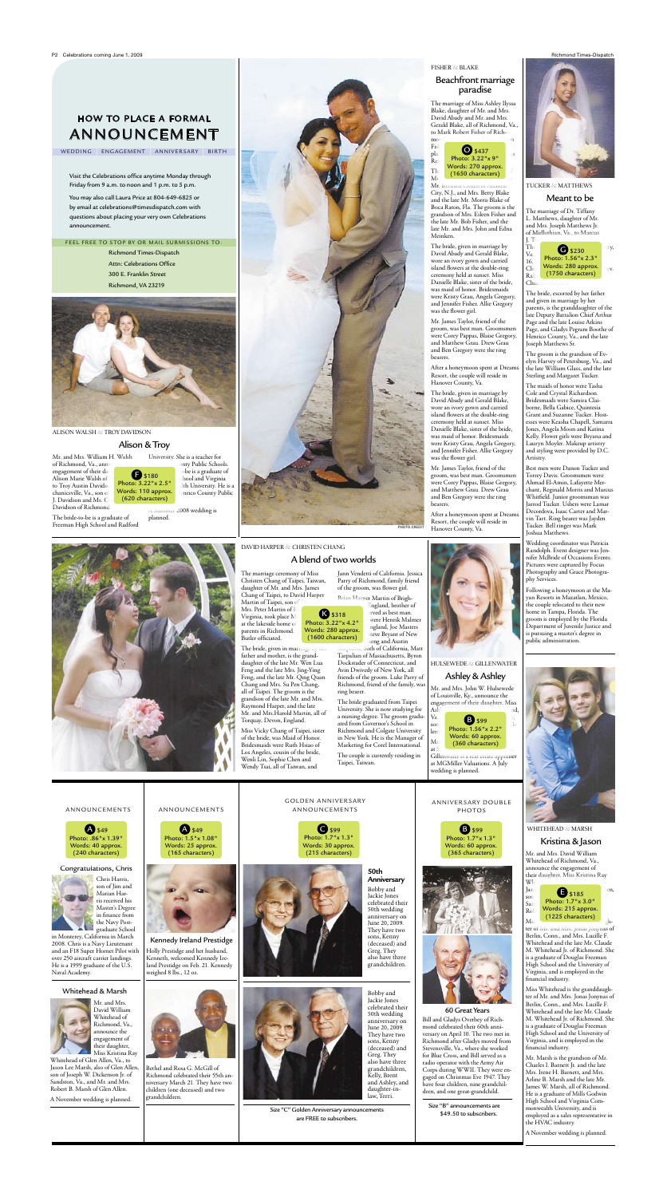# HOW TO PLACE A FORMAL ANNOUNCEMENT

WEDDING ENGAGEMENT ANNIVERSARY BIRTH

Visit the Celebrations office anytime Monday through Friday from 9 a.m. to noon and 1 p.m. to 5 p.m.

You may also call Laura Price at 804-649-6825 or by email at celebrations@timesdispatch.com with questions about placing your very own Celebrations announcement.

FEEL FREE TO STOP BY OR MAIL SUBMISSIONS TO:

Richmond Times-Dispatch
Attn: Celebrations Office
300 E. Franklin Street
Richmond, VA 23219

ALISON WALSH & TROY DAVIDSON

## Alison & Troy

Mr. and Mrs. William H. Walsh of Richmond, Va., announce the engagement of their daughter, Alison Marie Walsh of Richmond, to Troy Austin Davidson of Mechanicsville, Va., son of Mr. J. Davidson and Ms. C. Davidson of Richmond.

The bride-to-be is a graduate of Freeman High School and Radford University. She is a teacher for ...nty Public Schools. ...he is a graduate of ...hool and Virginia ...lth University. He is a ...nrico County Public ...

A summer 2008 wedding is planned.

**F** $180 Photo: 3.22"x 2.5" Words: 110 approx. (620 characters)

DAVID HARPER & CHRISTEN CHANG

## A blend of two worlds

The marriage ceremony of Miss Christen Chang of Taipei, Taiwan, daughter of Mr. and Mrs. James Chang of Taipei, to David Harper Martin of Taipei, son of ... Mrs. Peter Martin of ... Virginia, took place M... at the lakeside home o... parents in Richmond. ... Butler officiated.

The bride, given in marriage by her father and mother, is the granddaughter of the late Mr. Wen Lua Feng and the late Mrs. Jing-Ying Feng, and the late Mr. Qing Quan Chang and Mrs. Su Pen Chang, all of Taipei. The groom is the grandson of the late Mr. and Mrs. Raymond Harper, and the late Mr. and Mrs.Harold Martin, all of Torquay, Devon, England.

Miss Vicky Chang of Taipei, sister of the bride, was Maid of Honor. Bridesmaids were Ruth Hsiao of Los Angeles, cousin of the bride, Wenli Lin, Sophie Chen and Wendy Tsai, all of Taiwan, and Jann Vendetti of California. Jessica Parry of Richmond, family friend of the groom, was flower girl.

Brian Harper Martin of Brigh... England, brother of ... rved as best man. ... were Henrik Malmer ... ngland, Joe Masters ... teve Bryant of New ... eng and Austin ... both of California, Matt Tarpalian of Massachusetts, Byron Docksader of Connecticut, and Avin Dwivedy of New York, all friends of the groom. Luke Parry of Richmond, friend of the family, was ring bearer.

The bride graduated from Taipei University. She is now studying for a nursing degree. The groom graduated from Governor's School in Richmond and Colgate University in New York. He is the Manager of Marketing for Corel International.

The couple is currently residing in Taipei, Taiwan.

**K** $318 Photo: 3.22"x 4.2" Words: 280 approx. (1600 characters)

FISHER & BLAKE

## Beachfront marriage paradise

The marriage of Miss Ashley Ilyssa Blake, daughter of Mr. and Mrs. David Abady and Mr. and Mrs. Gerald Blake, all of Richmond, Va., to Mark Robert Fisher of Rich... mo... Fis... pla... Re... Th... M...

Mr. ... City, N.J., and Mrs. Betty Blake and the late Mr. Morris Blake of Boca Raton, Fla. The groom is the grandson of Mrs. Eileen Fisher and the late Mr. Bob Fisher, and the late Mr. and Mrs. John and Edna Meinken.

The bride, given in marriage by David Abady and Gerald Blake, wore an ivory gown and carried island flowers at the double-ring ceremony held at sunset. Miss Danielle Blake, sister of the bride, was maid of honor. Bridesmaids were Kristy Grau, Angela Gregory, and Jennifer Fisher. Allie Gregory was the flower girl.

Mr. James Taylor, friend of the groom, was best man. Groomsmen were Corey Pappas, Blaise Gregory, and Matthew Grau. Drew Grau and Ben Gregory were the ring bearers.

After a honeymoon spent at Dreams Resort, the couple will reside in Hanover County, Va.

The bride, given in marriage by David Abady and Gerald Blake, wore an ivory gown and carried island flowers at the double-ring ceremony held at sunset. Miss Danielle Blake, sister of the bride, was maid of honor. Bridesmaids were Kristy Grau, Angela Gregory, and Jennifer Fisher. Allie Gregory was the flower girl.

Mr. James Taylor, friend of the groom, was best man. Groomsmen were Corey Pappas, Blaise Gregory, and Matthew Grau. Drew Grau and Ben Gregory were the ring bearers.

After a honeymoon spent at Dreams Resort, the couple will reside in Hanover County, Va.

**O** $437 Photo: 3.22"x 9" Words: 270 approx. (1650 characters)

PHOTO CREDIT

HULSEWEDE & GILLENWATER

## Ashley & Ashley

Mr. and Mrs. John W. Hulsewede of Louisville, Ky., announce the engagement of their daughter, Miss Ash... Va., ... so... len... M... at S...

Gillenwater is a real estate appraiser at MGMiller Valuations. A July wedding is planned.

**B** $99 Photo: 1.56"x 2.2" Words: 60 approx. (360 characters)

TUCKER & MATTHEWS

## Meant to be

The marriage of Dr. Tiffany L. Matthews, daughter of Mr. and Mrs. Joseph Matthews Jr. of Midlothian, Va., to Marcus J. T... Th... Va... 16... Ch... Ra... Chu...

The bride, escorted by her father and given in marriage by her parents, is the granddaughter of the late Deputy Battalion Chief Arthur Page and the late Louise Atkins Page, and Gladys Pegram Boothe of Henrico County, Va., and the late Joseph Matthews Sr.

The groom is the grandson of Evelyn Harvey of Petersburg, Va., and the late William Glass, and the late Sterling and Margaret Tucker.

The maids of honor were Tasha Cole and Crystal Richardson. Bridesmaids were Samira Claiborne, Bella Gabice, Quintesia Grant and Suzanne Tucker. Hostesses were Keasha Chapell, Samarra Jones, Angela Moon and Katina Kelly. Flower girls were Bryana and Lauryn Moyler. Makeup artistry and styling were provided by D.C. Artistry.

Best men were Danon Tucker and Torrey Davis. Groomsmen were Ahmad El-Amin, Lafayette Merchant, Reginald Morris and Marcus Whitfield. Junior groomsman was Jarrod Tucker. Ushers were Lamar Decordova, Isaac Carter and Marvin Tart. Ring bearer was Jayden Tucker. Bell ringer was Mark Joshua Matthews.

Wedding coordinator was Patricia Randolph. Event designer was Jennifer McBride of Occasions Events. Pictures were captured by Focus Photography and Grace Photography Services.

Following a honeymoon at the Mayan Resorts in Mazatlan, Mexico, the couple relocated to their new home in Tampa, Florida. The groom is employed by the Florida Department of Juvenile Justice and is pursuing a master's degree in public administration.

**G** $230 Photo: 1.56"x 2.3" Words: 280 approx. (1750 characters)

WHITEHEAD & MARSH

## Kristina & Jason

Mr. and Mrs. David William Whitehead of Richmond, Va., announce the engagement of their daughter, Miss Kristina Ray Wh... Jas... so... San... Ro... Mi... ter of Mr. and Mrs. Jonas Jonynas of Berlin, Conn., and Mrs. Lucille F. Whitehead and the late Mr. Claude M. Whitehead Jr. of Richmond. She is a graduate of Douglas Freeman High School and the University of Virginia, and is employed in the financial industry.

Miss Whitehead is the granddaughter of Mr. and Mrs. Jonas Jonynas of Berlin, Conn., and Mrs. Lucille F. Whitehead and the late Mr. Claude M. Whitehead Jr. of Richmond. She is a graduate of Douglas Freeman High School and the University of Virginia, and is employed in the financial industry.

Mr. Marsh is the grandson of Mr. Charles J. Burnett Jr. and the late Mrs. Irene H. Burnett, and Mrs. Arline B. Marsh and the late Mr. James W. Marsh, all of Richmond. He is a graduate of Mills Godwin High School and Virginia Commonwealth University, and is employed as a sales representative in the HVAC industry.

A November wedding is planned.

**E** $185 Photo: 1.7"x 3.0" Words: 215 approx. (1225 characters)

ANNOUNCEMENTS

**A** $49 Photo: .86"x 1.39" Words: 40 approx. (240 characters)

### Congratulations, Chris

Chris Harris, son of Jim and Marian Harris received his Master's Degree in finance from the Navy Postgraduate School in Monterey, California in March 2008. Chris is a Navy Lieutenant and an F18 Super Hornet Pilot with over 250 aircraft carrier landings. He is a 1999 graduate of the U.S. Naval Academy.

### Whitehead & Marsh

Mr. and Mrs. David William Whitehead of Richmond, Va., announce the engagement of their daughter, Miss Kristina Ray Whitehead of Glen Allen, Va., to Jason Lee Marsh, also of Glen Allen, son of Joseph W. Dickenson Jr. of Sandston, Va., and Mr. and Mrs. Robert B. Marsh of Glen Allen.

A November wedding is planned.

ANNOUNCEMENTS

**A** $49 Photo: 1.5"x 1.08" Words: 25 approx. (165 characters)

### Kennedy Ireland Prestidge

Holly Prestidge and her husband, Kenneth, welcomed Kennedy Ireland Prestidge on Feb. 21. Kennedy weighed 8 lbs., 12 oz.

Bethel and Rosa G. McGill of Richmond celebrated their 55th anniversary March 21. They have two children (one deceased) and two grandchildren.

GOLDEN ANNIVERSARY ANNOUNCEMENTS

**C** $99 Photo: 1.7"x 1.3" Words: 30 approx. (215 characters)

### 50th Anniversary

Bobby and Jackie Jones celebrated their 50th wedding anniversary on June 20, 2009. They have two sons, Kenny (deceased) and Greg. They also have three grandchildren.

Bobby and Jackie Jones celebrated their 50th wedding anniversary on June 20, 2009. They have two sons, Kenny (deceased) and Greg. They also have three grandchildren, Kelly, Brent and Ashley, and daughter-in-law, Terri.

Size "C" Golden Anniversary announcements are FREE to subscribers.

ANNIVERSARY DOUBLE PHOTOS

**B** $99 Photo: 1.7"x 1.3" Words: 60 approx. (365 characters)

### 60 Great Years

Bill and Gladys Overbey of Richmond celebrated their 60th anniversary on April 10. The two met in Richmond after Gladys moved from Stevensville, Va., where she worked for Blue Cross, and Bill served as a radio operator with the Army Air Corps during WWII. They were engaged on Christmas Eve 1947. They have four children, nine grandchildren, and one great-grandchild.

Size "B" announcements are $49.50 to subscribers.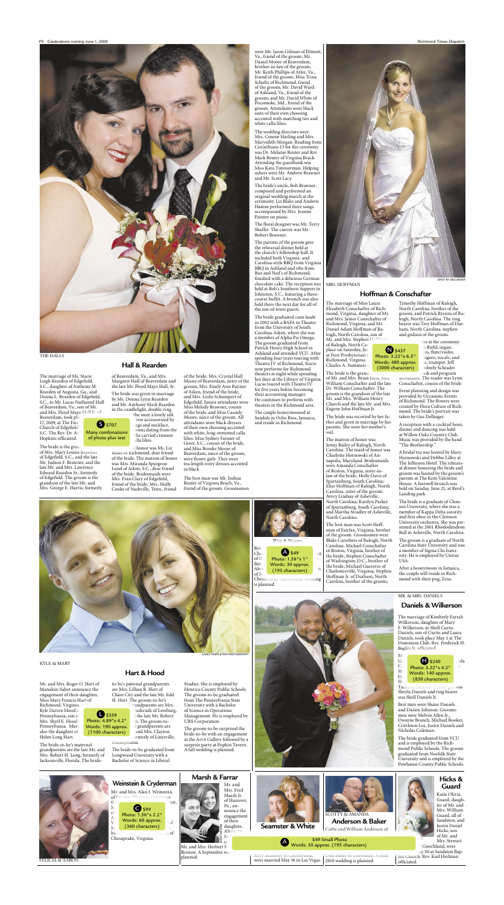THE HALLS

## Hall & Rearden

The marriage of Ms. Stacie Leigh Rearden of Edgefield, S.C., daughter of Anthony M. Rearden of Augusta, Ga., and Donna L. Rearden of Edgefield, S.C., to Mr. Lucas Nathaniel Hall of Beaverdam, Va., son of Mr. and Mrs. Floyd Mayo Hall Jr. of Beaverdam, took pl... 17, 2009, at the Firs... Church of Edgefield... S.C. The Rev. Dr. A... Hopkins officiated.

**S $707**
**Many combinations of photo plus text**

The bride is the gran... of Mrs. Mary Louise Brawner of Edgefield, S.C., and the late Mr. Judson F. Brawner, and the late Mr. and Mrs. Lawrence Edward Rearden Sr., formerly of Edgefield. The groom is the grandson of the late Mr. and Mrs. George E. Harris, formerly of Beaverdam, Va., and Mrs. Margaret Hall of Beaverdam and the late Mr. Floyd Mayo Hall, Sr.

The bride was given in marriage by Ms. Donna Lynn Rearden and Mr. Anthony Mark Rearden in the candlelight, double-ring ... She wore a lovely silk ... rew accessorized by ... ngs and necklace, ... ooms dating from the ... he carried crimson ... lla lilies.

... honor was Ms. Liz Blake of Richmond, dear friend of the bride. The matron of honor was Mrs. Miranda Spurgeon Lund of Aiken, S.C., dear friend of the bride. Bridesmaids were Mrs. Fran Clary of Edgefield, friend of the bride; Mrs. Molly Cooke of Nashville, Tenn., friend of the bride; Mrs. Crystal Hall Moore of Beaverdam, sister of the groom; Mrs. Emily Ann Raynor of Aiken, friend of the bride; and Mrs. Leslie Schumpert of Edgefield. Junior attendants were Miss Melody Brawner, cousin of the bride, and Miss Cassidy Moore, niece of the groom. All attendants wore black dresses of their own choosing accented with white, long-stemmed calla lilies. Miss Sydney Farmer of Greer, S.C., cousin of the bride, and Miss Brooke Moore of Beaverdam, niece of the groom, were flower girls. They wore tea-length ivory dresses accented in black.

The best man was Mr. Joshua Reuter of Virginia Beach, Va., friend of the groom. Groomsmen were Mr. Jason Gilman of Elmont, Va., friend of the groom; Mr. Daniel Moore of Beaverdam, brother-in-law of the groom; Mr. Keith Phillips of Atlee, Va., friend of the groom; Miss Trina Schultz of Richmond, friend of the groom; Mr. David Ward of Ashland, Va., friend of the groom; and Mr. David White of Pocomoke, Md., friend of the groom. Attendants wore black suits of their own choosing accented with matching ties and white calla lilies.

The wedding directors were Mrs. Connie Harling and Mrs. Marydith Morgan. Reading from Corinthians 13 for the ceremony was Dr. Melanie Reuter and Rev. Mark Reuter of Virginia Beach. Attending the guestbook was Miss Kara Timmerman. Helping ushers were Mr. Andrew Brawner and Mr. Scott Lacy.

The bride's uncle, Bob Brawner, composed and performed an original wedding march at the ceremony. Liz Blake and Andrew Hamm performed three songs accompanied by Mrs. Joanne Painter on piano.

The floral designer was Mr. Terry Shaffer. The caterer was Mr. Robert Brawner.

The parents of the groom gave the rehearsal dinner held at the church's fellowship hall. It included both Virginia- and Carolina-style BBQ from Virginia BBQ in Ashland and ribs from Buz and Ned's of Richmond, finished with a delicious German chocolate cake. The reception was held at Bob's Southern Suppers in Johnston, S.C., featuring a three-course buffet. A brunch was also held there the next day for all of the out-of-town guests.

The bride graduated cum laude in 2002 with a BAFA in Theatre from the University of South Carolina-Aiken, where she was a member of Alpha Psi Omega. The groom graduated from Patrick Henry High School in Ashland and attended VCU. After spending four years touring with Theatre IV of Richmond, Stacie now performs for Richmond theaters at night while spending her days at the Library of Virginia. Lucas toured with Theatre IV for five years before becoming their accounting manager. He continues to perform with theaters in the Richmond area.

The couple honeymooned at Sandals in Ocho Rios, Jamaica, and reside in Richmond.

MRS. HOFFMAN

SHOT BY DELLINGER

## Hoffman & Conschafter

The marriage of Miss Laura Elizabeth Conschafter of Richmond, Virginia, daughter of Mr. and Mrs. James Conschafter of Richmond, Virginia, and Mr. Daniel Adam Hoffman of Raleigh, North Carolina, son of Mr. and Mrs. Stephen Hoffman of Raleigh, North Ca... place on Saturday, Ju... at First Presbyterian ... Richmond, Virginia. ... Charles A. Summers ...

**N $437**
**Photo: 3.22"x 6.5"**
**Words: 480 approx. (3000 characters)**

The bride is the grand... of Mr. and Mrs. Brian How, Mrs. William Conschafter and the late Dr. William Conschafter. The groom is the grandson of the late Mr. and Mrs. William Henry Church and the late Mr. and Mrs. Eugene John Hoffman Jr.

The bride was escorted by her father and given in marriage by her parents. She wore her mother's veil.

The matron of honor was Jenny Bailey of Raleigh, North Carolina. The maid of honor was Charlotte Hornowski of Annapolis, Maryland. Bridesmaids were Amanda Conschafter of Reston, Virginia, sister-in-law of the bride; Holly Davis of Spartanburg, South Carolina; Elise Hoffman of Raleigh, North Carolina, sister of the groom; Avery Lindsay of Asheville, North Carolina; Karilyn Parker of Spartanburg, South Carolina; and Martha Stradley of Asheville, North Carolina.

The best man was Scott Hoffman of Fairfax, Virginia, brother of the groom. Groomsmen were Blake Carothers of Raleigh, North Carolina; Michael Conschafter of Reston, Virginia, brother of the bride; Stephen Conschafter of Washington, D.C., brother of the bride; Michael Guerrero of Charlottesville, Virginia; Stephen Hoffman Jr. of Durham, North Carolina, brother of the groom; Timothy Hoffman of Raleigh, North Carolina, brother of the groom; and Patrick Riviera of Raleigh, North Carolina. The ring bearer was Trey Hoffman of Durham, North Carolina, nephew and godson of the groom.

...ns at the ceremony ... Riehl, organ; ...ro, flute/violin; ...ngaro, vocals; and ...n, trumpet. Jeff ...mberly Schrader ...ook and program attendants. The reader was Lynn Conschafter, cousin of the bride.

Event planning and design was provided by Occasions Events of Richmond. The flowers were created by Flora Culture of Richmond. The bride's portrait was taken by Gus Dellinger.

A reception with a cocktail hour, dinner and dancing was held at Willow Oaks Country Club. Music was provided by the band "The Brothership."

A bridal tea was hosted by Mary Hornowski and Debbie Lilley at The Jefferson Hotel. The rehearsal dinner honoring the bride and groom was hosted by the groom's parents at The Kent-Valentine House. A farewell brunch was held on Sunday, June 21, at Reed's Landing park.

The bride is a graduate of Clemson University, where she was a member of Kappa Delta sorority and first oboe in the Clemson University orchestra. She was presented at the 2001 Rhododendron Ball in Asheville, North Carolina.

The groom is a graduate of North Carolina State University and was a member of Sigma Chi fraternity. He is employed by Univar USA.

After a honeymoon in Jamaica, the couple will reside in Richmond with their pug, Zeus.

### Bist & Yeatts

Rev... Che... of t... Birt... Ale... of ... Chesterfield. An October wedding is planned.

**A $49**
**Photo: 1.56"x 1"**
**Words: 30 approx. (195 characters)**

MR. & MRS. DANIELS

## Daniels & Wilkerson

The marriage of Kimberly Farrah Wilkerson, daughter of Mary F. Wilkerson, to Shell Curtis Daniels, son of Curtis and Laura Daniels, took place May 1 at The Dominion Club. Rev. Frederick H. Bagley Jr. officiated.

M... G... C... Sh... H... Sh...

**H $240**
**Photo: 3.22"x 4.2"**
**Words: 140 approx. (830 characters)**

Ta... was Sheyla Daniels and ring bearer was Shell Daniels Jr.

Best men were Shane Daniels and Darien Johnson. Groomsmen were Melvin Allen Jr., Dwayne Branch, Michael Booker, Crittleton Lee, Justin Daniels and Nicholas Coleman.

The bride graduated from VCU and is employed by the Richmond Public Schools. The groom graduated from Norfolk State University and is employed by the Powhatan County Public Schools.

KYLE & MARY

CASEY TEMPLETON PHOTOGRAPHY

## Hart & Hood

Mr. and Mrs. Roger O. Hart of Manakin-Sabot announce the engagement of their daughter, Miss Mary Francis Hart of Richmond, Virginia, ... Kyle Darren Hood o... Pennsylvania, son o... Mrs. Shryl E. Hood ... Pennsylvania. Mar... also the daughter of ... Helen Long Hart.

**L $359**
**Photo: 4.89"x 4.2"**
**Words: 190 approx. (1100 characters)**

The bride-to-be's maternal grandparents are the late Mr. and Mrs. Robert H. Long, formerly of Jacksonville, Florida. The bride-to-be's paternal grandparents are Mrs. Lillian B. Hart of Chase City and the late Mr. Edd H. Hart. The groom-to-be's ... randparents are Mrs. ... lushrush of Leesburg, ... the late Mr. Robert ... h. The groom-to-... l grandparents are ... and Mrs. Clayton ... rmerly of Linesville, Pennsylvania.

The bride-to-be graduated from Longwood University with a Bachelor of Science in Liberal Studies. She is employed by Henrico County Public Schools. The groom-to-be graduated from The Pennsylvania State University with a Bachelor of Science in Operations Management. He is employed by URS Corporation.

The groom-to-be surprised the bride-to-be with an engagement at the Art 6 Gallery followed by a surprise party at Popkin Tavern. A fall wedding is planned.

PELICIA & AARON

## Weinstein & Cryderman

Mr. and Mrs. Alan J. Weinstein of Carter, Virginia, announce th... M... o... A... V... M... h... Chesapeake, Virginia.

**C $99**
**Photo: 1.56"x 2.2"**
**Words: 60 approx. (360 characters)**

## Marsh & Farrar

Mr. and Mrs. Fred Marsh Jr. of Hanover, Pa., announce the engagement of their daughter, ... Mr. and Mrs. Herbert F... Bristow. A September w... planned.

## Seamster & White

...Jerry Seamster of Chesterfield, were married May 16 in Las Vegas.

SCOTTY & AMANDA

## Anderson & Baker

Cathy and William Anderson of ... Dale Baker of Dinwiddie. A June 2010 wedding is planned.

**A $49 Small Photo**
**Words: 30 approx. (195 characters)**

## Hicks & Guard

Katie Olivia Guard, daughter of Mr. and Mrs. William Guard, all of Sandston, and Justin Daniel Hicks, son of Mr. and Mrs. Stewart ... Goochland, were ... y 30 at Sandston Baptist Church. Rev. Karl Heilman officiated.